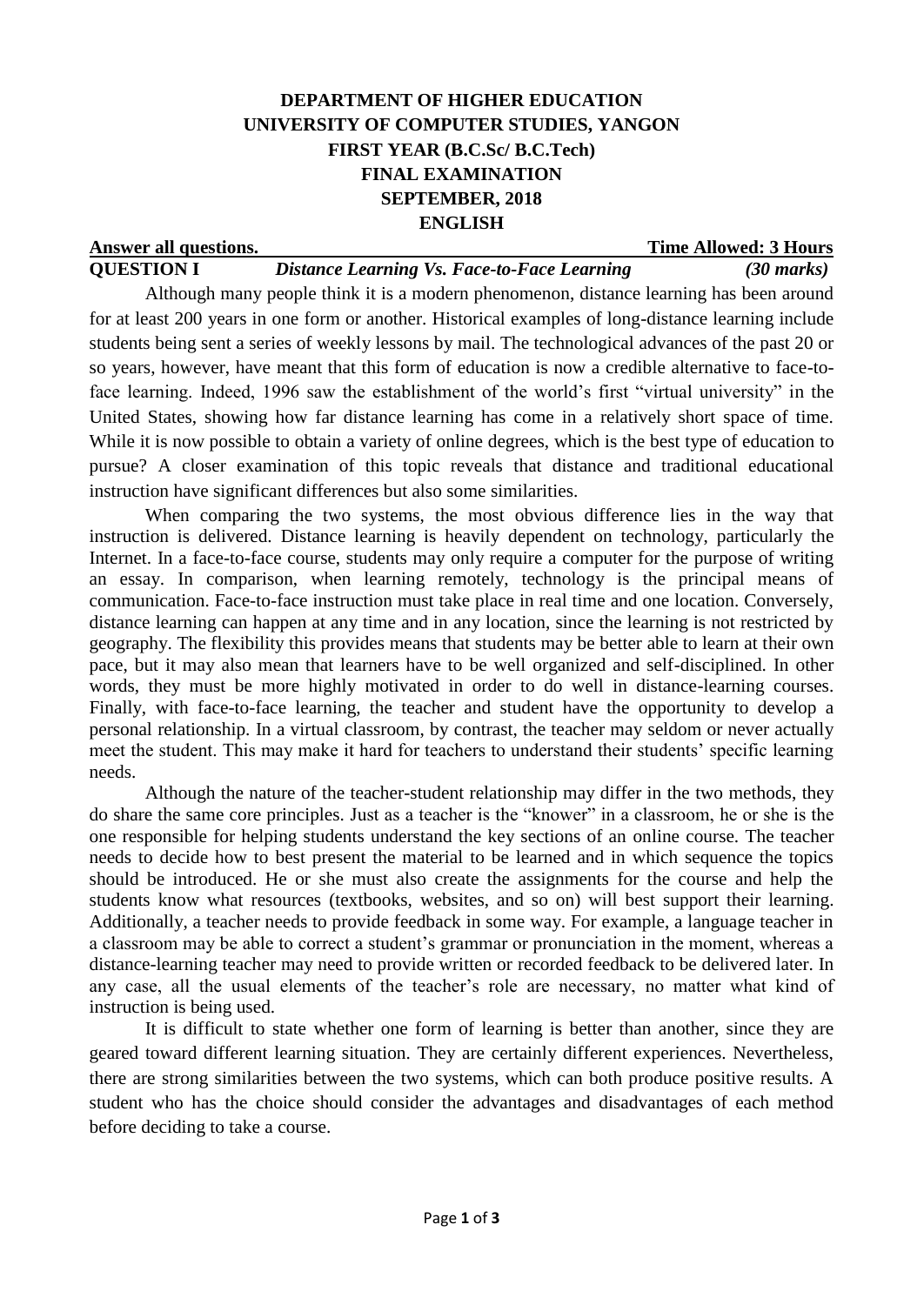**DEPARTMENT OF HIGHER EDUCATION**
**UNIVERSITY OF COMPUTER STUDIES, YANGON**
**FIRST YEAR (B.C.Sc/ B.C.Tech)**
**FINAL EXAMINATION**
**SEPTEMBER, 2018**
**ENGLISH**

**Answer all questions.** **Time Allowed: 3 Hours**

**QUESTION I** ***Distance Learning Vs. Face-to-Face Learning*** ***(30 marks)***

Although many people think it is a modern phenomenon, distance learning has been around for at least 200 years in one form or another. Historical examples of long-distance learning include students being sent a series of weekly lessons by mail. The technological advances of the past 20 or so years, however, have meant that this form of education is now a credible alternative to face-to-face learning. Indeed, 1996 saw the establishment of the world's first "virtual university" in the United States, showing how far distance learning has come in a relatively short space of time. While it is now possible to obtain a variety of online degrees, which is the best type of education to pursue? A closer examination of this topic reveals that distance and traditional educational instruction have significant differences but also some similarities.

When comparing the two systems, the most obvious difference lies in the way that instruction is delivered. Distance learning is heavily dependent on technology, particularly the Internet. In a face-to-face course, students may only require a computer for the purpose of writing an essay. In comparison, when learning remotely, technology is the principal means of communication. Face-to-face instruction must take place in real time and one location. Conversely, distance learning can happen at any time and in any location, since the learning is not restricted by geography. The flexibility this provides means that students may be better able to learn at their own pace, but it may also mean that learners have to be well organized and self-disciplined. In other words, they must be more highly motivated in order to do well in distance-learning courses. Finally, with face-to-face learning, the teacher and student have the opportunity to develop a personal relationship. In a virtual classroom, by contrast, the teacher may seldom or never actually meet the student. This may make it hard for teachers to understand their students' specific learning needs.

Although the nature of the teacher-student relationship may differ in the two methods, they do share the same core principles. Just as a teacher is the "knower" in a classroom, he or she is the one responsible for helping students understand the key sections of an online course. The teacher needs to decide how to best present the material to be learned and in which sequence the topics should be introduced. He or she must also create the assignments for the course and help the students know what resources (textbooks, websites, and so on) will best support their learning. Additionally, a teacher needs to provide feedback in some way. For example, a language teacher in a classroom may be able to correct a student's grammar or pronunciation in the moment, whereas a distance-learning teacher may need to provide written or recorded feedback to be delivered later. In any case, all the usual elements of the teacher's role are necessary, no matter what kind of instruction is being used.

It is difficult to state whether one form of learning is better than another, since they are geared toward different learning situation. They are certainly different experiences. Nevertheless, there are strong similarities between the two systems, which can both produce positive results. A student who has the choice should consider the advantages and disadvantages of each method before deciding to take a course.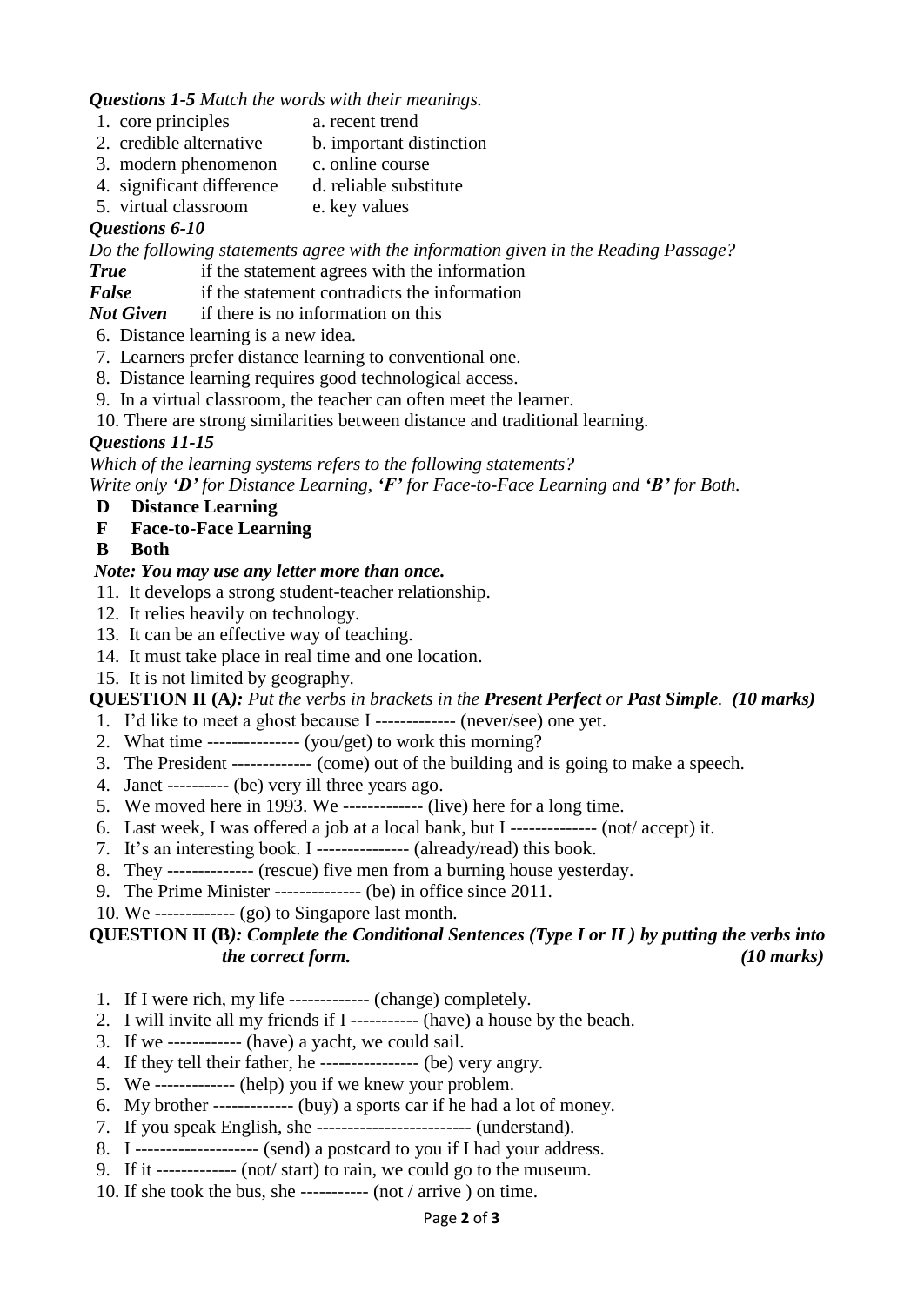***Questions 1-5*** *Match the words with their meanings.*

| | |
|---|---|
| 1. core principles | a. recent trend |
| 2. credible alternative | b. important distinction |
| 3. modern phenomenon | c. online course |
| 4. significant difference | d. reliable substitute |
| 5. virtual classroom | e. key values |

***Questions 6-10***

*Do the following statements agree with the information given in the Reading Passage?*

***True*** if the statement agrees with the information

***False*** if the statement contradicts the information

***Not Given*** if there is no information on this

6. Distance learning is a new idea.
7. Learners prefer distance learning to conventional one.
8. Distance learning requires good technological access.
9. In a virtual classroom, the teacher can often meet the learner.
10. There are strong similarities between distance and traditional learning.

***Questions 11-15***

*Which of the learning systems refers to the following statements?*

*Write only* ***'D'*** *for Distance Learning,* ***'F'*** *for Face-to-Face Learning and* ***'B'*** *for Both.*

**D Distance Learning**

**F Face-to-Face Learning**

**B Both**

***Note: You may use any letter more than once.***

11. It develops a strong student-teacher relationship.
12. It relies heavily on technology.
13. It can be an effective way of teaching.
14. It must take place in real time and one location.
15. It is not limited by geography.

**QUESTION II (A)*: Put the verbs in brackets in the* *Present Perfect* *or* *Past Simple*. *(10 marks)***

1. I'd like to meet a ghost because I ------------- (never/see) one yet.
2. What time --------------- (you/get) to work this morning?
3. The President ------------- (come) out of the building and is going to make a speech.
4. Janet ---------- (be) very ill three years ago.
5. We moved here in 1993. We ------------- (live) here for a long time.
6. Last week, I was offered a job at a local bank, but I -------------- (not/ accept) it.
7. It's an interesting book. I --------------- (already/read) this book.
8. They -------------- (rescue) five men from a burning house yesterday.
9. The Prime Minister -------------- (be) in office since 2011.
10. We ------------- (go) to Singapore last month.

**QUESTION II (B)*: Complete the Conditional Sentences (Type I or II ) by putting the verbs into the correct form.* *(10 marks)***

1. If I were rich, my life ------------- (change) completely.
2. I will invite all my friends if I ----------- (have) a house by the beach.
3. If we ------------ (have) a yacht, we could sail.
4. If they tell their father, he ---------------- (be) very angry.
5. We ------------- (help) you if we knew your problem.
6. My brother ------------- (buy) a sports car if he had a lot of money.
7. If you speak English, she ------------------------- (understand).
8. I -------------------- (send) a postcard to you if I had your address.
9. If it ------------- (not/ start) to rain, we could go to the museum.
10. If she took the bus, she ----------- (not / arrive ) on time.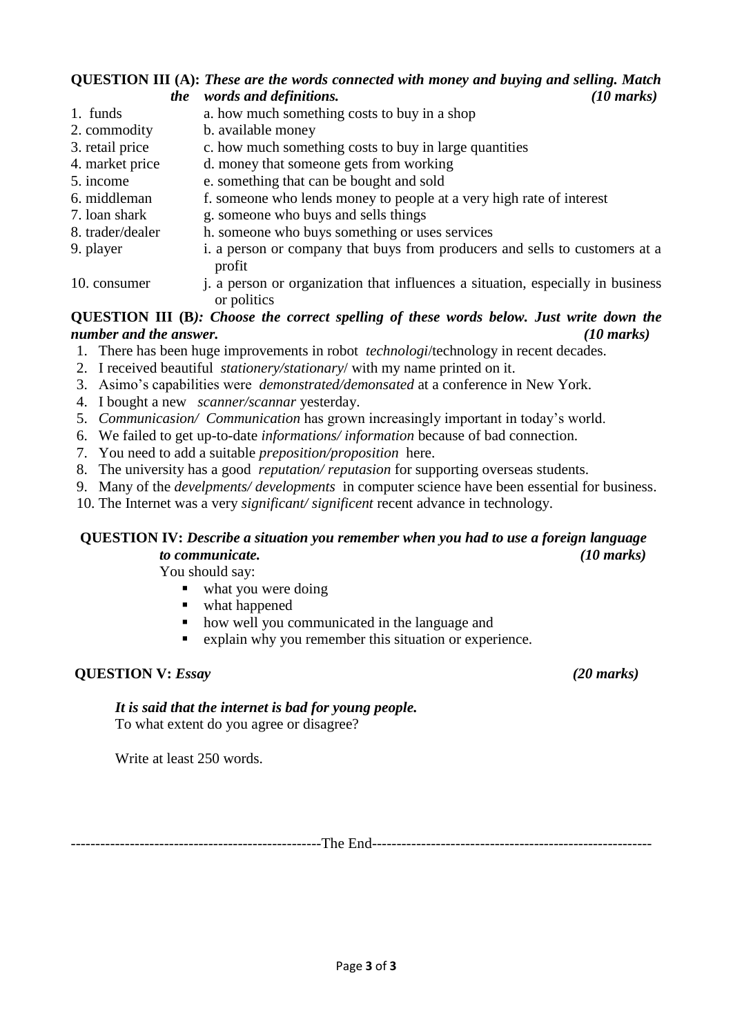**QUESTION III (A):** ***These are the words connected with money and buying and selling. Match the words and definitions.*** ***(10 marks)***

| | |
|---|---|
| 1. funds | a. how much something costs to buy in a shop |
| 2. commodity | b. available money |
| 3. retail price | c. how much something costs to buy in large quantities |
| 4. market price | d. money that someone gets from working |
| 5. income | e. something that can be bought and sold |
| 6. middleman | f. someone who lends money to people at a very high rate of interest |
| 7. loan shark | g. someone who buys and sells things |
| 8. trader/dealer | h. someone who buys something or uses services |
| 9. player | i. a person or company that buys from producers and sells to customers at a profit |
| 10. consumer | j. a person or organization that influences a situation, especially in business or politics |

**QUESTION III (B)*: Choose the correct spelling of these words below. Just write down the number and the answer.*** ***(10 marks)***

1. There has been huge improvements in robot *technologi*/technology in recent decades.
2. I received beautiful *stationery/stationary*/ with my name printed on it.
3. Asimo's capabilities were *demonstrated/demonsated* at a conference in New York.
4. I bought a new *scanner/scannar* yesterday.
5. *Communicasion/ Communication* has grown increasingly important in today's world.
6. We failed to get up-to-date *informations/ information* because of bad connection.
7. You need to add a suitable *preposition/proposition* here.
8. The university has a good *reputation/ reputasion* for supporting overseas students.
9. Many of the *develpments/ developments* in computer science have been essential for business.
10. The Internet was a very *significant/ significent* recent advance in technology.

**QUESTION IV:** ***Describe a situation you remember when you had to use a foreign language to communicate.*** ***(10 marks)***

You should say:

- what you were doing
- what happened
- how well you communicated in the language and
- explain why you remember this situation or experience.

**QUESTION V:** ***Essay*** ***(20 marks)***

***It is said that the internet is bad for young people.***
To what extent do you agree or disagree?

Write at least 250 words.

--------------------------------------------------The End--------------------------------------------------------